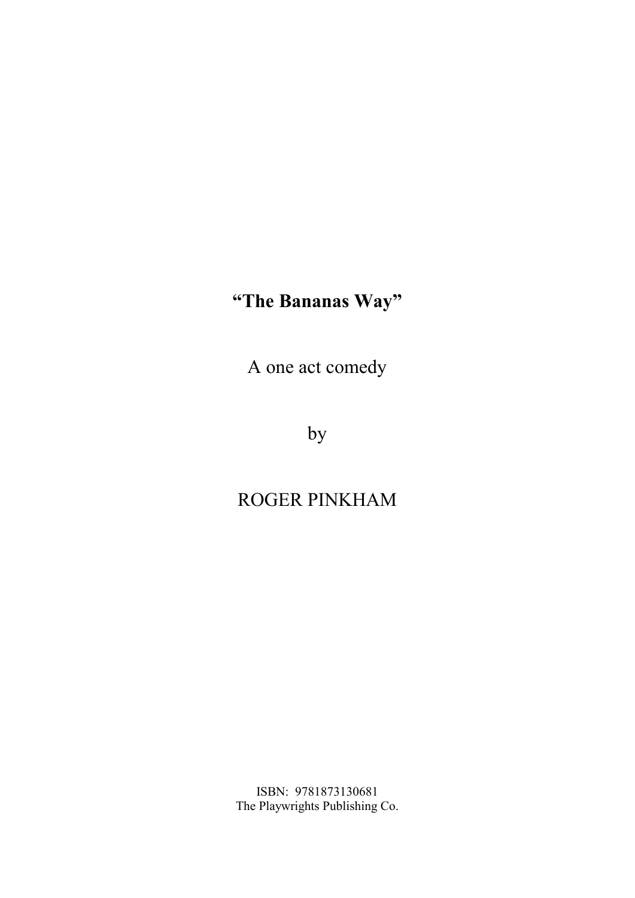# **"The Bananas Way"**

A one act comedy

by

ROGER PINKHAM

ISBN: 9781873130681
The Playwrights Publishing Co.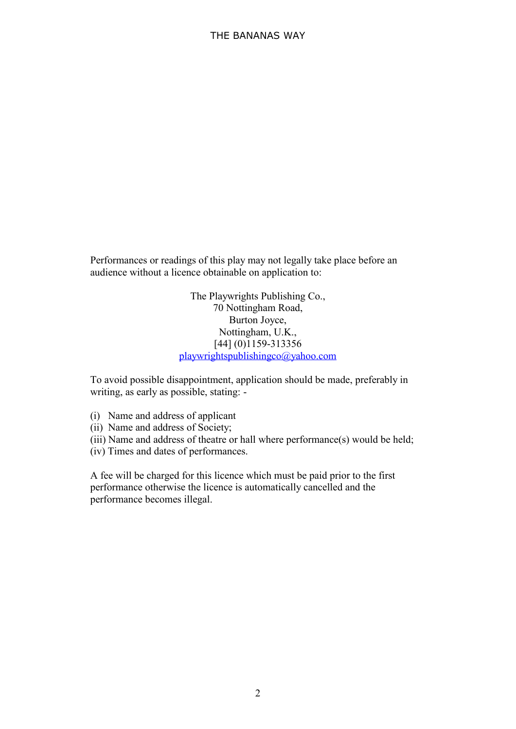Performances or readings of this play may not legally take place before an audience without a licence obtainable on application to:

The Playwrights Publishing Co.,
70 Nottingham Road,
Burton Joyce,
Nottingham, U.K.,
[44] (0)1159-313356
playwrightspublishingco@yahoo.com

To avoid possible disappointment, application should be made, preferably in writing, as early as possible, stating: -

(i) Name and address of applicant
(ii) Name and address of Society;
(iii) Name and address of theatre or hall where performance(s) would be held;
(iv) Times and dates of performances.

A fee will be charged for this licence which must be paid prior to the first performance otherwise the licence is automatically cancelled and the performance becomes illegal.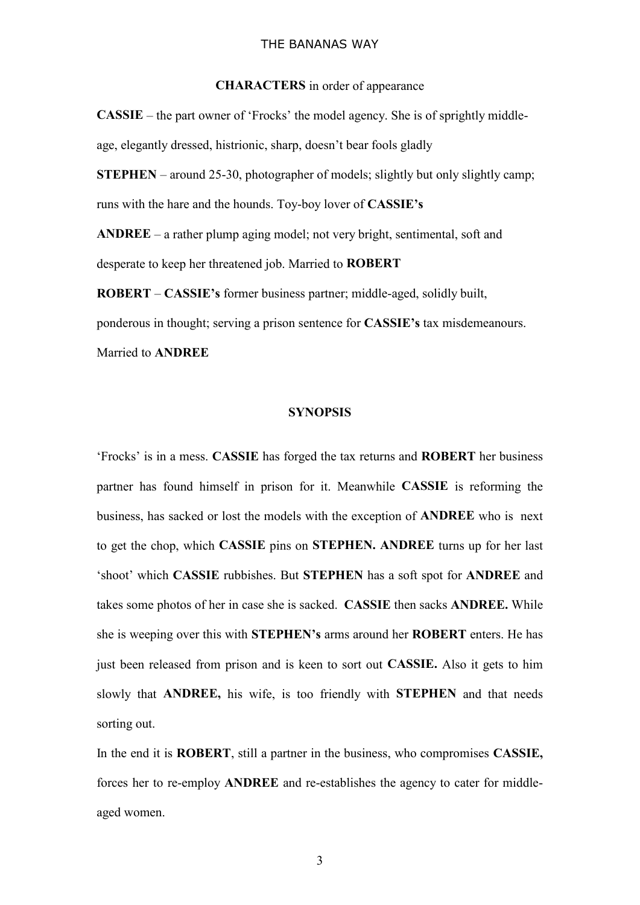**CHARACTERS** in order of appearance

**CASSIE** – the part owner of 'Frocks' the model agency. She is of sprightly middle-age, elegantly dressed, histrionic, sharp, doesn't bear fools gladly

**STEPHEN** – around 25-30, photographer of models; slightly but only slightly camp; runs with the hare and the hounds. Toy-boy lover of **CASSIE's**

**ANDREE** – a rather plump aging model; not very bright, sentimental, soft and desperate to keep her threatened job. Married to **ROBERT**

**ROBERT** – **CASSIE's** former business partner; middle-aged, solidly built, ponderous in thought; serving a prison sentence for **CASSIE's** tax misdemeanours. Married to **ANDREE**

## SYNOPSIS

'Frocks' is in a mess. **CASSIE** has forged the tax returns and **ROBERT** her business partner has found himself in prison for it. Meanwhile **CASSIE** is reforming the business, has sacked or lost the models with the exception of **ANDREE** who is next to get the chop, which **CASSIE** pins on **STEPHEN. ANDREE** turns up for her last 'shoot' which **CASSIE** rubbishes. But **STEPHEN** has a soft spot for **ANDREE** and takes some photos of her in case she is sacked. **CASSIE** then sacks **ANDREE.** While she is weeping over this with **STEPHEN's** arms around her **ROBERT** enters. He has just been released from prison and is keen to sort out **CASSIE.** Also it gets to him slowly that **ANDREE,** his wife, is too friendly with **STEPHEN** and that needs sorting out.

In the end it is **ROBERT**, still a partner in the business, who compromises **CASSIE,** forces her to re-employ **ANDREE** and re-establishes the agency to cater for middle-aged women.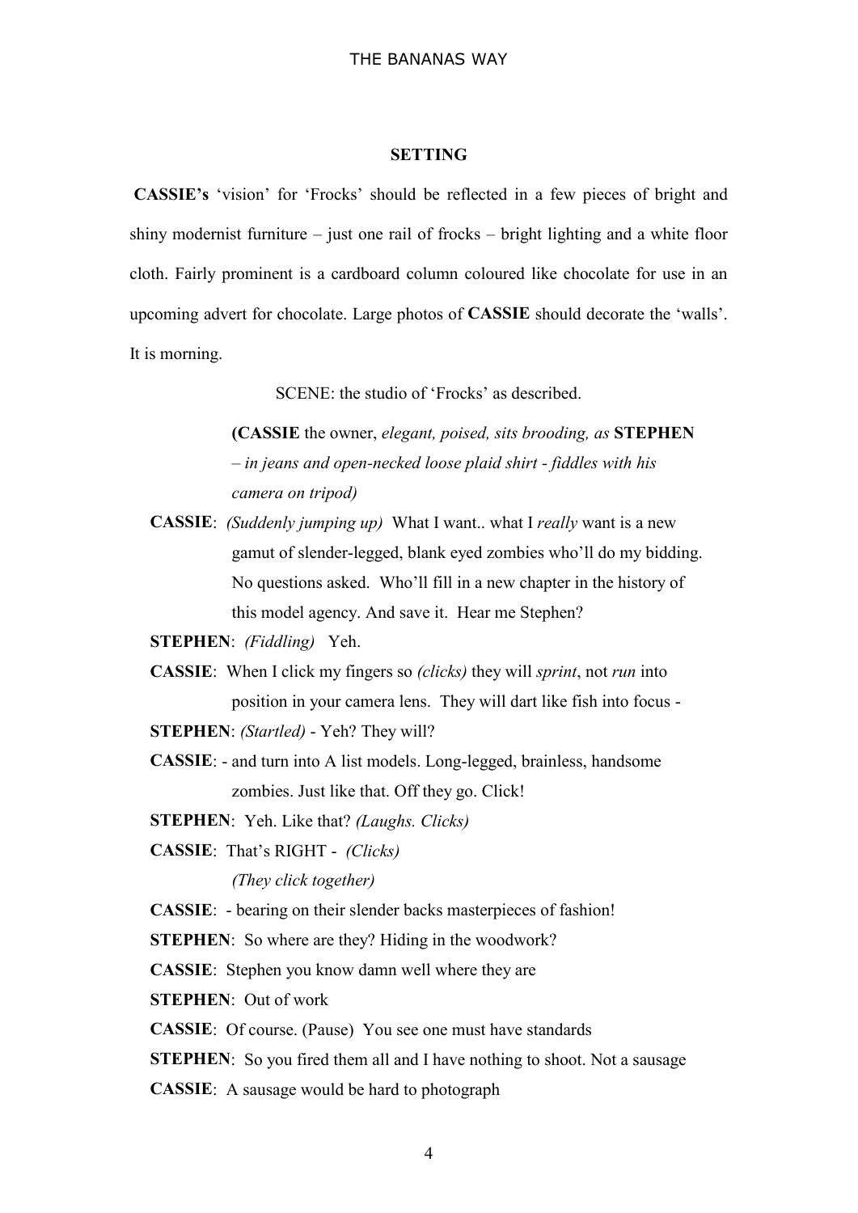## SETTING

**CASSIE's** 'vision' for 'Frocks' should be reflected in a few pieces of bright and shiny modernist furniture – just one rail of frocks – bright lighting and a white floor cloth. Fairly prominent is a cardboard column coloured like chocolate for use in an upcoming advert for chocolate. Large photos of **CASSIE** should decorate the 'walls'. It is morning.

SCENE: the studio of 'Frocks' as described.

**(CASSIE** the owner, *elegant, poised, sits brooding, as* **STEPHEN** *– in jeans and open-necked loose plaid shirt - fiddles with his camera on tripod)*

**CASSIE**: *(Suddenly jumping up)* What I want.. what I *really* want is a new gamut of slender-legged, blank eyed zombies who'll do my bidding. No questions asked. Who'll fill in a new chapter in the history of this model agency. And save it. Hear me Stephen?

**STEPHEN**: *(Fiddling)* Yeh.

**CASSIE**: When I click my fingers so *(clicks)* they will *sprint*, not *run* into position in your camera lens. They will dart like fish into focus -

**STEPHEN**: *(Startled)* - Yeh? They will?

**CASSIE**: - and turn into A list models. Long-legged, brainless, handsome zombies. Just like that. Off they go. Click!

**STEPHEN**: Yeh. Like that? *(Laughs. Clicks)*

**CASSIE**: That's RIGHT - *(Clicks)*

*(They click together)*

**CASSIE**: - bearing on their slender backs masterpieces of fashion!

**STEPHEN**: So where are they? Hiding in the woodwork?

**CASSIE**: Stephen you know damn well where they are

**STEPHEN**: Out of work

**CASSIE**: Of course. (Pause) You see one must have standards

**STEPHEN**: So you fired them all and I have nothing to shoot. Not a sausage

**CASSIE**: A sausage would be hard to photograph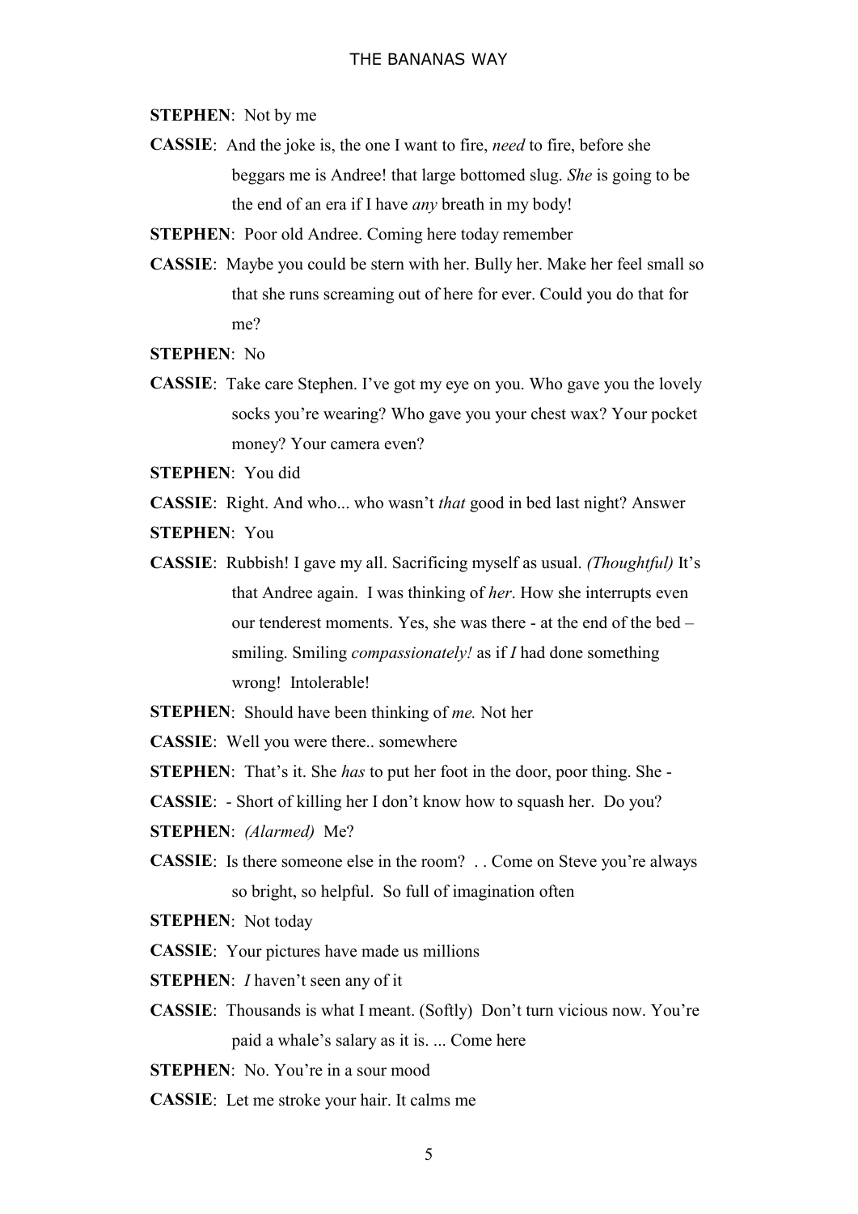**STEPHEN**: Not by me

**CASSIE**: And the joke is, the one I want to fire, *need* to fire, before she beggars me is Andree! that large bottomed slug. *She* is going to be the end of an era if I have *any* breath in my body!

**STEPHEN**: Poor old Andree. Coming here today remember

**CASSIE**: Maybe you could be stern with her. Bully her. Make her feel small so that she runs screaming out of here for ever. Could you do that for me?

**STEPHEN**: No

**CASSIE**: Take care Stephen. I've got my eye on you. Who gave you the lovely socks you're wearing? Who gave you your chest wax? Your pocket money? Your camera even?

**STEPHEN**: You did

**CASSIE**: Right. And who... who wasn't *that* good in bed last night? Answer

**STEPHEN**: You

**CASSIE**: Rubbish! I gave my all. Sacrificing myself as usual. *(Thoughtful)* It's that Andree again. I was thinking of *her*. How she interrupts even our tenderest moments. Yes, she was there - at the end of the bed – smiling. Smiling *compassionately!* as if *I* had done something wrong! Intolerable!

**STEPHEN**: Should have been thinking of *me.* Not her

**CASSIE**: Well you were there.. somewhere

**STEPHEN**: That's it. She *has* to put her foot in the door, poor thing. She -

**CASSIE**: - Short of killing her I don't know how to squash her. Do you?

**STEPHEN**: *(Alarmed)* Me?

**CASSIE**: Is there someone else in the room? . . Come on Steve you're always so bright, so helpful. So full of imagination often

**STEPHEN**: Not today

**CASSIE**: Your pictures have made us millions

**STEPHEN**: *I* haven't seen any of it

**CASSIE**: Thousands is what I meant. (Softly) Don't turn vicious now. You're paid a whale's salary as it is. ... Come here

**STEPHEN**: No. You're in a sour mood

**CASSIE**: Let me stroke your hair. It calms me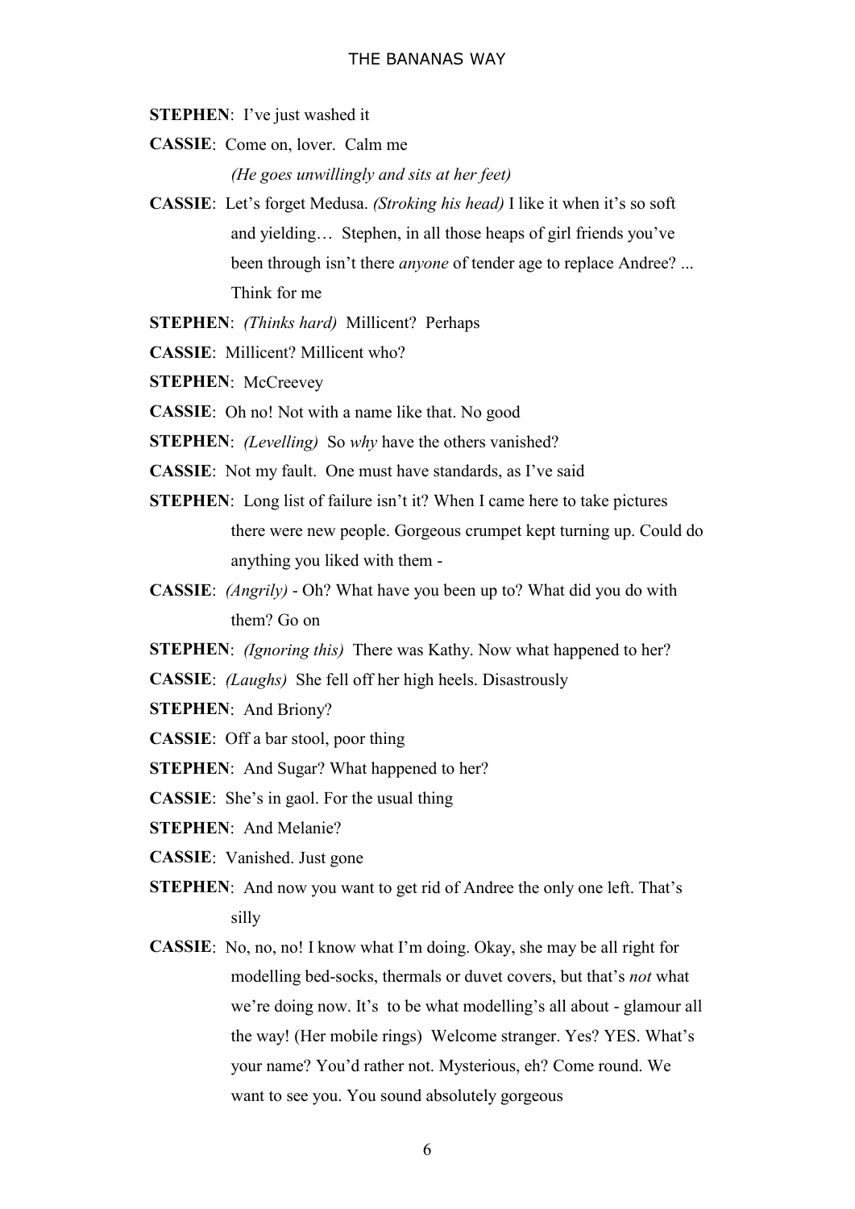**STEPHEN**: I've just washed it

**CASSIE**: Come on, lover. Calm me

*(He goes unwillingly and sits at her feet)*

**CASSIE**: Let's forget Medusa. *(Stroking his head)* I like it when it's so soft and yielding… Stephen, in all those heaps of girl friends you've been through isn't there *anyone* of tender age to replace Andree? ... Think for me

**STEPHEN**: *(Thinks hard)* Millicent? Perhaps

**CASSIE**: Millicent? Millicent who?

**STEPHEN**: McCreevey

**CASSIE**: Oh no! Not with a name like that. No good

**STEPHEN**: *(Levelling)* So *why* have the others vanished?

**CASSIE**: Not my fault. One must have standards, as I've said

**STEPHEN**: Long list of failure isn't it? When I came here to take pictures there were new people. Gorgeous crumpet kept turning up. Could do anything you liked with them -

**CASSIE**: *(Angrily)* - Oh? What have you been up to? What did you do with them? Go on

**STEPHEN**: *(Ignoring this)* There was Kathy. Now what happened to her?

**CASSIE**: *(Laughs)* She fell off her high heels. Disastrously

**STEPHEN**: And Briony?

**CASSIE**: Off a bar stool, poor thing

**STEPHEN**: And Sugar? What happened to her?

**CASSIE**: She's in gaol. For the usual thing

**STEPHEN**: And Melanie?

**CASSIE**: Vanished. Just gone

**STEPHEN**: And now you want to get rid of Andree the only one left. That's silly

**CASSIE**: No, no, no! I know what I'm doing. Okay, she may be all right for modelling bed-socks, thermals or duvet covers, but that's *not* what we're doing now. It's to be what modelling's all about - glamour all the way! (Her mobile rings) Welcome stranger. Yes? YES. What's your name? You'd rather not. Mysterious, eh? Come round. We want to see you. You sound absolutely gorgeous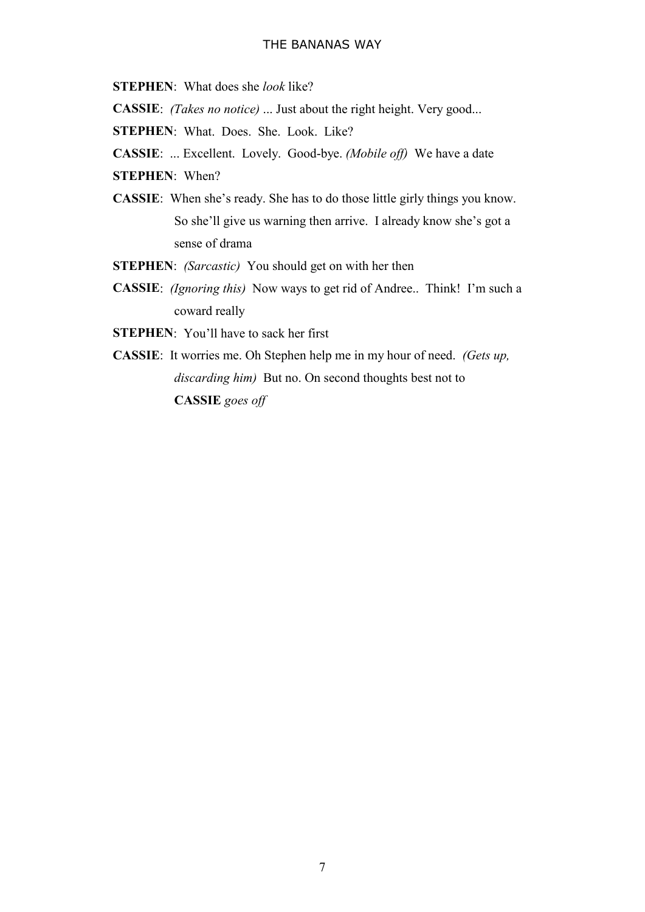**STEPHEN**: What does she *look* like?

**CASSIE**: *(Takes no notice)* ... Just about the right height. Very good...

**STEPHEN**: What. Does. She. Look. Like?

**CASSIE**: ... Excellent. Lovely. Good-bye. *(Mobile off)* We have a date

**STEPHEN**: When?

**CASSIE**: When she's ready. She has to do those little girly things you know. So she'll give us warning then arrive. I already know she's got a sense of drama

**STEPHEN**: *(Sarcastic)* You should get on with her then

**CASSIE**: *(Ignoring this)* Now ways to get rid of Andree.. Think! I'm such a coward really

**STEPHEN**: You'll have to sack her first

**CASSIE**: It worries me. Oh Stephen help me in my hour of need. *(Gets up, discarding him)* But no. On second thoughts best not to

**CASSIE** *goes off*